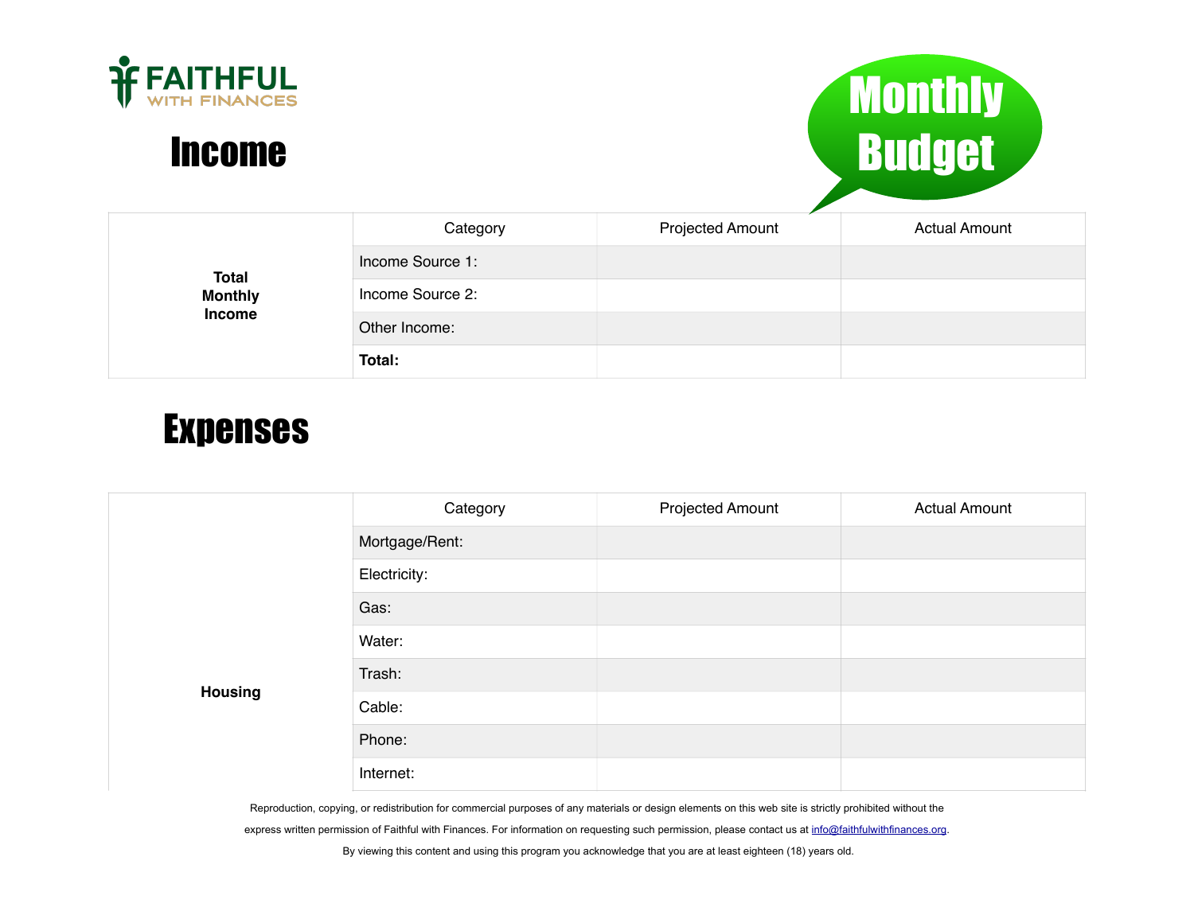FAITHFUL WITH FINANCES

# Monthly Budget

## Income

| | Category | Projected Amount | Actual Amount |
|---|---|---|---|
| **Total Monthly Income** | Income Source 1: | | |
| | Income Source 2: | | |
| | Other Income: | | |
| | **Total:** | | |

## Expenses

| | Category | Projected Amount | Actual Amount |
|---|---|---|---|
| **Housing** | Mortgage/Rent: | | |
| | Electricity: | | |
| | Gas: | | |
| | Water: | | |
| | Trash: | | |
| | Cable: | | |
| | Phone: | | |
| | Internet: | | |

Reproduction, copying, or redistribution for commercial purposes of any materials or design elements on this web site is strictly prohibited without the express written permission of Faithful with Finances. For information on requesting such permission, please contact us at info@faithfulwithfinances.org.

By viewing this content and using this program you acknowledge that you are at least eighteen (18) years old.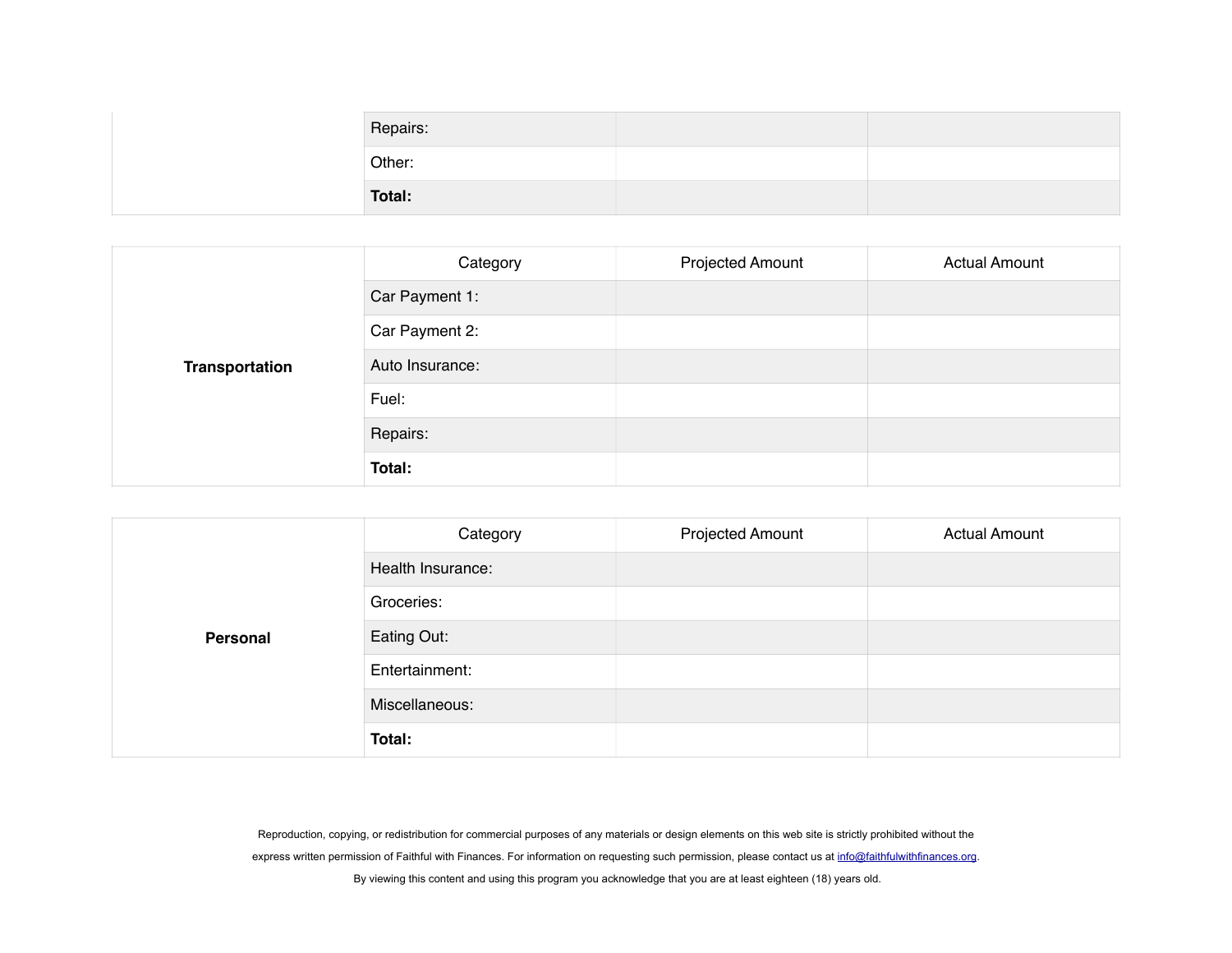| | | | |
|---|---|---|---|
| | Repairs: | | |
| | Other: | | |
| | **Total:** | | |

| | Category | Projected Amount | Actual Amount |
|---|---|---|---|
| **Transportation** | Car Payment 1: | | |
| | Car Payment 2: | | |
| | Auto Insurance: | | |
| | Fuel: | | |
| | Repairs: | | |
| | **Total:** | | |

| | Category | Projected Amount | Actual Amount |
|---|---|---|---|
| **Personal** | Health Insurance: | | |
| | Groceries: | | |
| | Eating Out: | | |
| | Entertainment: | | |
| | Miscellaneous: | | |
| | **Total:** | | |

Reproduction, copying, or redistribution for commercial purposes of any materials or design elements on this web site is strictly prohibited without the express written permission of Faithful with Finances. For information on requesting such permission, please contact us at info@faithfulwithfinances.org.

By viewing this content and using this program you acknowledge that you are at least eighteen (18) years old.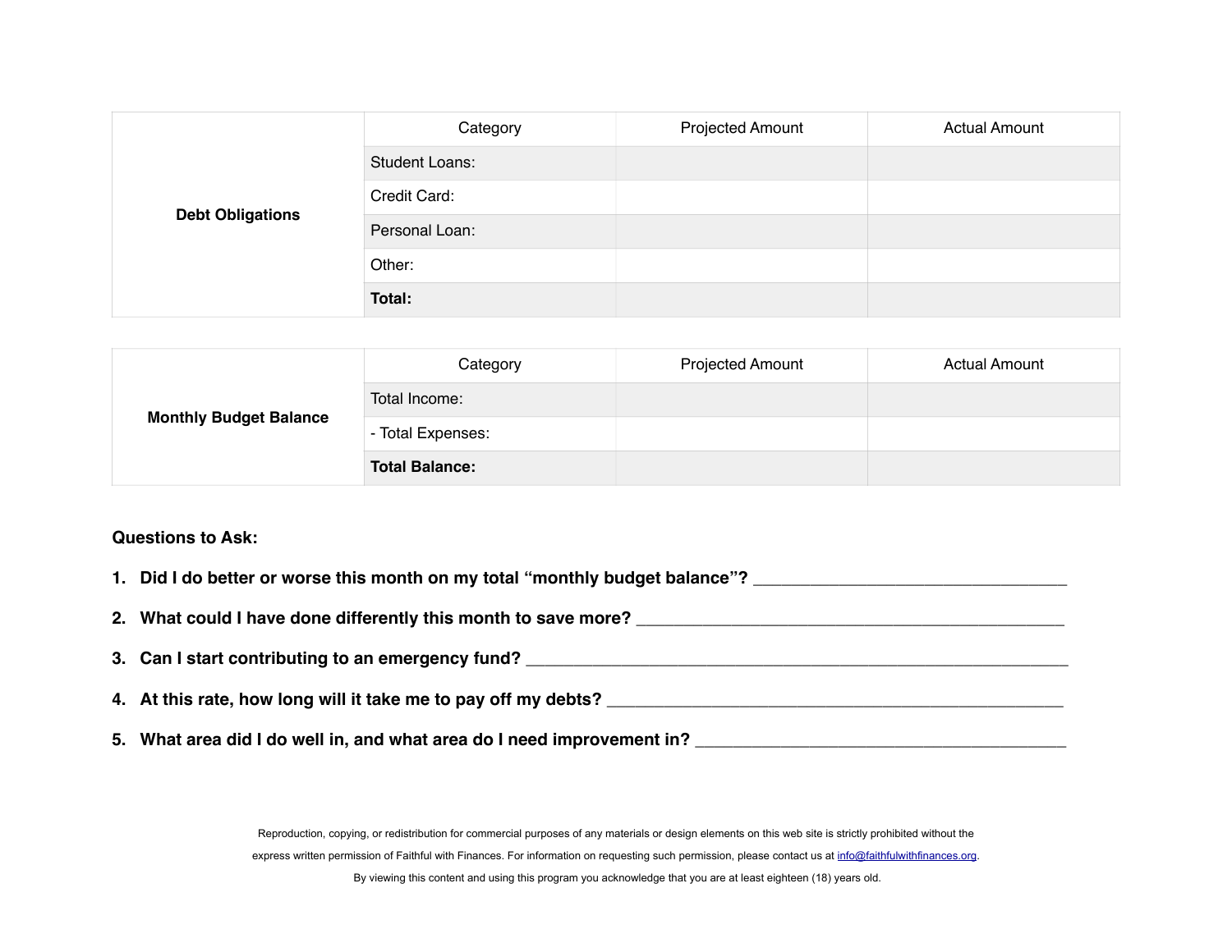| | Category | Projected Amount | Actual Amount |
|---|---|---|---|
| **Debt Obligations** | Student Loans: | | |
| | Credit Card: | | |
| | Personal Loan: | | |
| | Other: | | |
| | **Total:** | | |

| | Category | Projected Amount | Actual Amount |
|---|---|---|---|
| **Monthly Budget Balance** | Total Income: | | |
| | - Total Expenses: | | |
| | **Total Balance:** | | |

**Questions to Ask:**

1. **Did I do better or worse this month on my total "monthly budget balance"?** ___________________________________
2. **What could I have done differently this month to save more?** ________________________________________________
3. **Can I start contributing to an emergency fund?** _____________________________________________________________
4. **At this rate, how long will it take me to pay off my debts?** _________________________________________________
5. **What area did I do well in, and what area do I need improvement in?** ________________________________________

Reproduction, copying, or redistribution for commercial purposes of any materials or design elements on this web site is strictly prohibited without the express written permission of Faithful with Finances. For information on requesting such permission, please contact us at info@faithfulwithfinances.org.

By viewing this content and using this program you acknowledge that you are at least eighteen (18) years old.